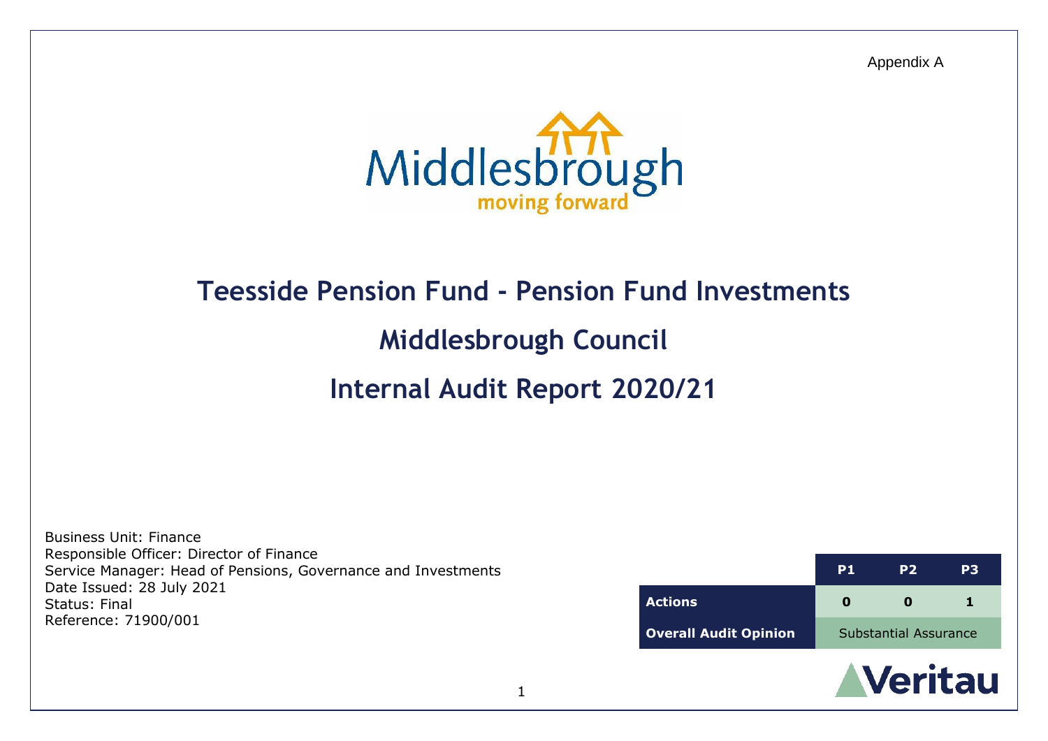Appendix A

Middlesbrough
moving forward

# Teesside Pension Fund - Pension Fund Investments

## Middlesbrough Council

## Internal Audit Report 2020/21

Business Unit: Finance
Responsible Officer: Director of Finance
Service Manager: Head of Pensions, Governance and Investments
Date Issued: 28 July 2021
Status: Final
Reference: 71900/001

| | P1 | P2 | P3 |
|---|---|---|---|
| **Actions** | **0** | **0** | **1** |
| **Overall Audit Opinion** | Substantial Assurance | | |

Veritau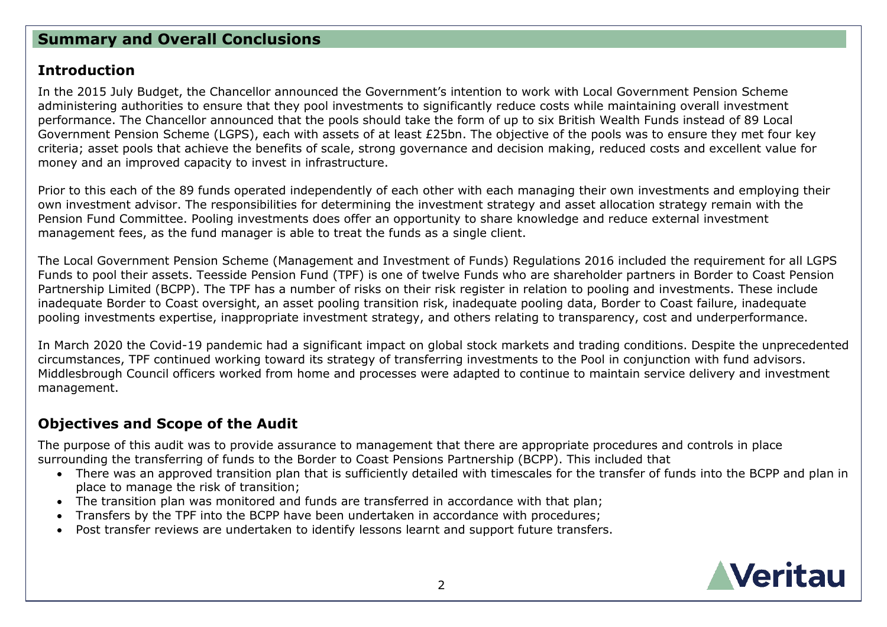## Summary and Overall Conclusions

### Introduction

In the 2015 July Budget, the Chancellor announced the Government's intention to work with Local Government Pension Scheme administering authorities to ensure that they pool investments to significantly reduce costs while maintaining overall investment performance. The Chancellor announced that the pools should take the form of up to six British Wealth Funds instead of 89 Local Government Pension Scheme (LGPS), each with assets of at least £25bn. The objective of the pools was to ensure they met four key criteria; asset pools that achieve the benefits of scale, strong governance and decision making, reduced costs and excellent value for money and an improved capacity to invest in infrastructure.

Prior to this each of the 89 funds operated independently of each other with each managing their own investments and employing their own investment advisor. The responsibilities for determining the investment strategy and asset allocation strategy remain with the Pension Fund Committee. Pooling investments does offer an opportunity to share knowledge and reduce external investment management fees, as the fund manager is able to treat the funds as a single client.

The Local Government Pension Scheme (Management and Investment of Funds) Regulations 2016 included the requirement for all LGPS Funds to pool their assets. Teesside Pension Fund (TPF) is one of twelve Funds who are shareholder partners in Border to Coast Pension Partnership Limited (BCPP). The TPF has a number of risks on their risk register in relation to pooling and investments. These include inadequate Border to Coast oversight, an asset pooling transition risk, inadequate pooling data, Border to Coast failure, inadequate pooling investments expertise, inappropriate investment strategy, and others relating to transparency, cost and underperformance.

In March 2020 the Covid-19 pandemic had a significant impact on global stock markets and trading conditions. Despite the unprecedented circumstances, TPF continued working toward its strategy of transferring investments to the Pool in conjunction with fund advisors. Middlesbrough Council officers worked from home and processes were adapted to continue to maintain service delivery and investment management.

### Objectives and Scope of the Audit

The purpose of this audit was to provide assurance to management that there are appropriate procedures and controls in place surrounding the transferring of funds to the Border to Coast Pensions Partnership (BCPP). This included that

- There was an approved transition plan that is sufficiently detailed with timescales for the transfer of funds into the BCPP and plan in place to manage the risk of transition;
- The transition plan was monitored and funds are transferred in accordance with that plan;
- Transfers by the TPF into the BCPP have been undertaken in accordance with procedures;
- Post transfer reviews are undertaken to identify lessons learnt and support future transfers.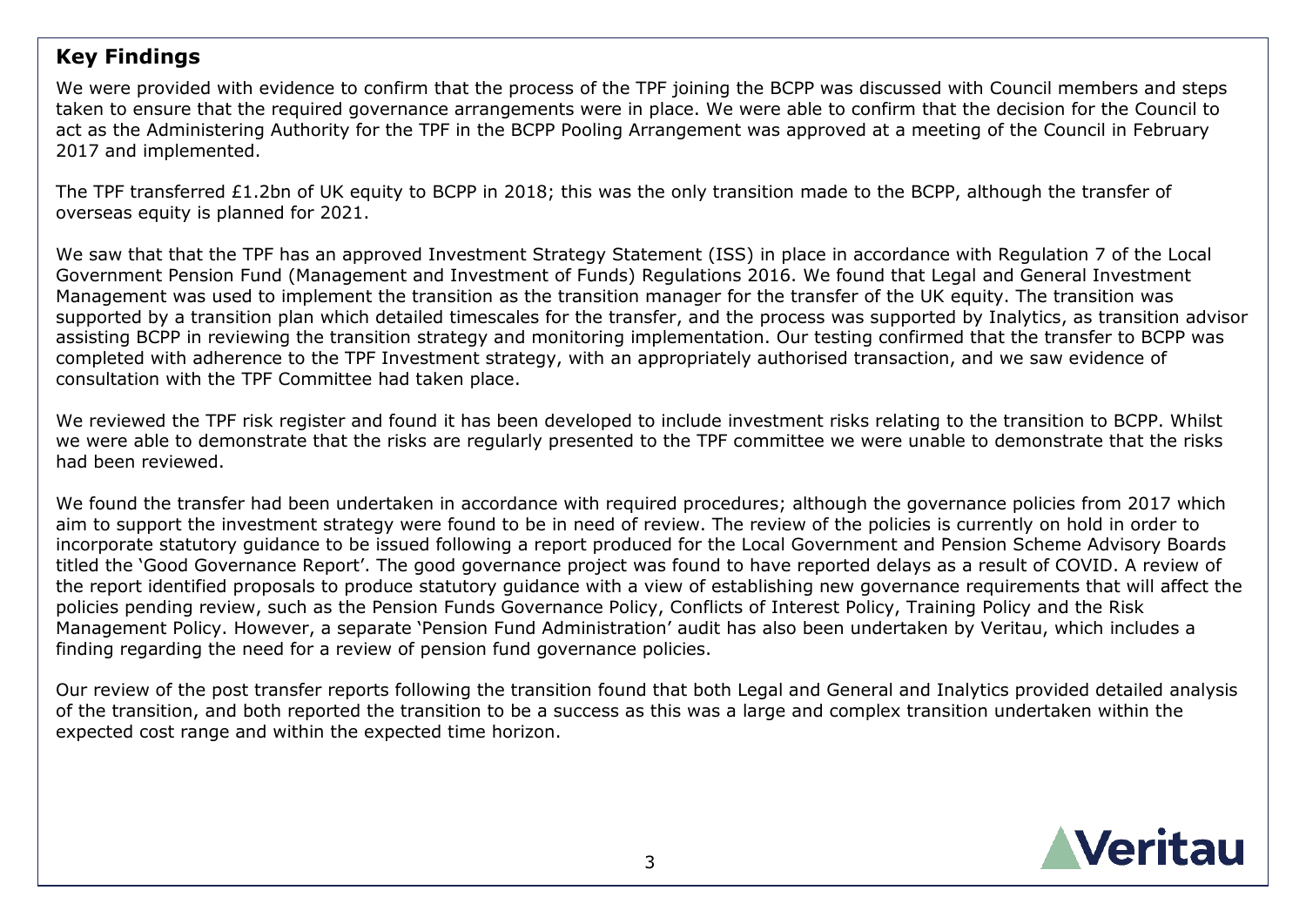## Key Findings

We were provided with evidence to confirm that the process of the TPF joining the BCPP was discussed with Council members and steps taken to ensure that the required governance arrangements were in place. We were able to confirm that the decision for the Council to act as the Administering Authority for the TPF in the BCPP Pooling Arrangement was approved at a meeting of the Council in February 2017 and implemented.

The TPF transferred £1.2bn of UK equity to BCPP in 2018; this was the only transition made to the BCPP, although the transfer of overseas equity is planned for 2021.

We saw that that the TPF has an approved Investment Strategy Statement (ISS) in place in accordance with Regulation 7 of the Local Government Pension Fund (Management and Investment of Funds) Regulations 2016. We found that Legal and General Investment Management was used to implement the transition as the transition manager for the transfer of the UK equity. The transition was supported by a transition plan which detailed timescales for the transfer, and the process was supported by Inalytics, as transition advisor assisting BCPP in reviewing the transition strategy and monitoring implementation. Our testing confirmed that the transfer to BCPP was completed with adherence to the TPF Investment strategy, with an appropriately authorised transaction, and we saw evidence of consultation with the TPF Committee had taken place.

We reviewed the TPF risk register and found it has been developed to include investment risks relating to the transition to BCPP. Whilst we were able to demonstrate that the risks are regularly presented to the TPF committee we were unable to demonstrate that the risks had been reviewed.

We found the transfer had been undertaken in accordance with required procedures; although the governance policies from 2017 which aim to support the investment strategy were found to be in need of review. The review of the policies is currently on hold in order to incorporate statutory guidance to be issued following a report produced for the Local Government and Pension Scheme Advisory Boards titled the 'Good Governance Report'. The good governance project was found to have reported delays as a result of COVID. A review of the report identified proposals to produce statutory guidance with a view of establishing new governance requirements that will affect the policies pending review, such as the Pension Funds Governance Policy, Conflicts of Interest Policy, Training Policy and the Risk Management Policy. However, a separate 'Pension Fund Administration' audit has also been undertaken by Veritau, which includes a finding regarding the need for a review of pension fund governance policies.

Our review of the post transfer reports following the transition found that both Legal and General and Inalytics provided detailed analysis of the transition, and both reported the transition to be a success as this was a large and complex transition undertaken within the expected cost range and within the expected time horizon.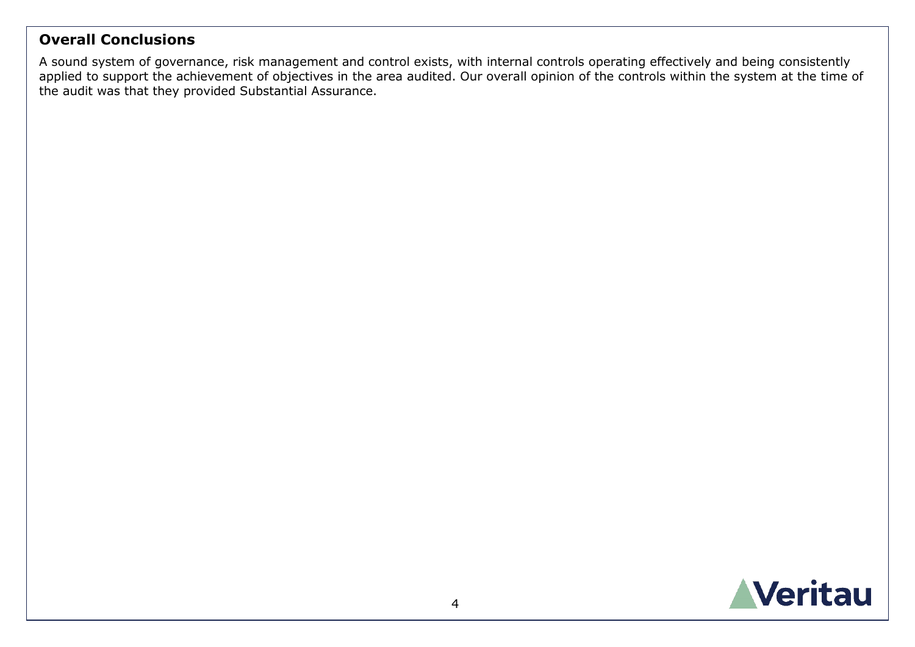## Overall Conclusions

A sound system of governance, risk management and control exists, with internal controls operating effectively and being consistently applied to support the achievement of objectives in the area audited. Our overall opinion of the controls within the system at the time of the audit was that they provided Substantial Assurance.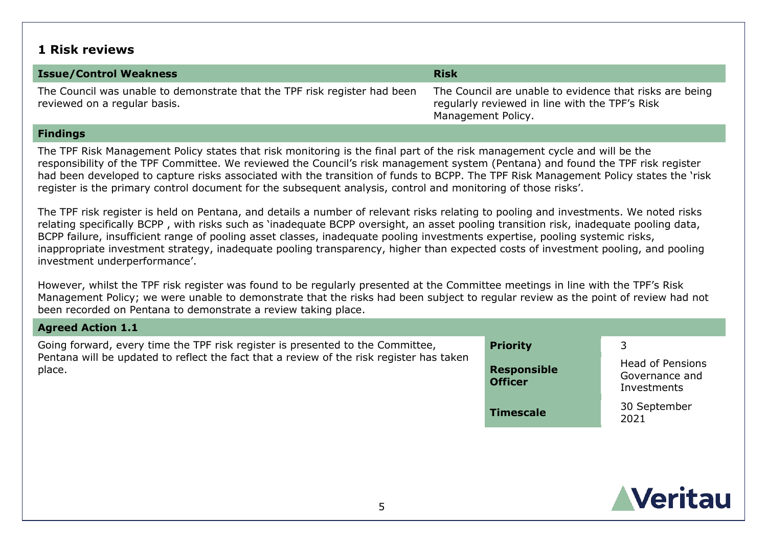## 1 Risk reviews

| Issue/Control Weakness | Risk |
|---|---|
| The Council was unable to demonstrate that the TPF risk register had been reviewed on a regular basis. | The Council are unable to evidence that risks are being regularly reviewed in line with the TPF's Risk Management Policy. |

### Findings

The TPF Risk Management Policy states that risk monitoring is the final part of the risk management cycle and will be the responsibility of the TPF Committee. We reviewed the Council's risk management system (Pentana) and found the TPF risk register had been developed to capture risks associated with the transition of funds to BCPP. The TPF Risk Management Policy states the 'risk register is the primary control document for the subsequent analysis, control and monitoring of those risks'.

The TPF risk register is held on Pentana, and details a number of relevant risks relating to pooling and investments. We noted risks relating specifically BCPP , with risks such as 'inadequate BCPP oversight, an asset pooling transition risk, inadequate pooling data, BCPP failure, insufficient range of pooling asset classes, inadequate pooling investments expertise, pooling systemic risks, inappropriate investment strategy, inadequate pooling transparency, higher than expected costs of investment pooling, and pooling investment underperformance'.

However, whilst the TPF risk register was found to be regularly presented at the Committee meetings in line with the TPF's Risk Management Policy; we were unable to demonstrate that the risks had been subject to regular review as the point of review had not been recorded on Pentana to demonstrate a review taking place.

### Agreed Action 1.1

| Agreed Action | | |
|---|---|---|
| Going forward, every time the TPF risk register is presented to the Committee, Pentana will be updated to reflect the fact that a review of the risk register has taken place. | **Priority** | 3 |
| | **Responsible Officer** | Head of Pensions Governance and Investments |
| | **Timescale** | 30 September 2021 |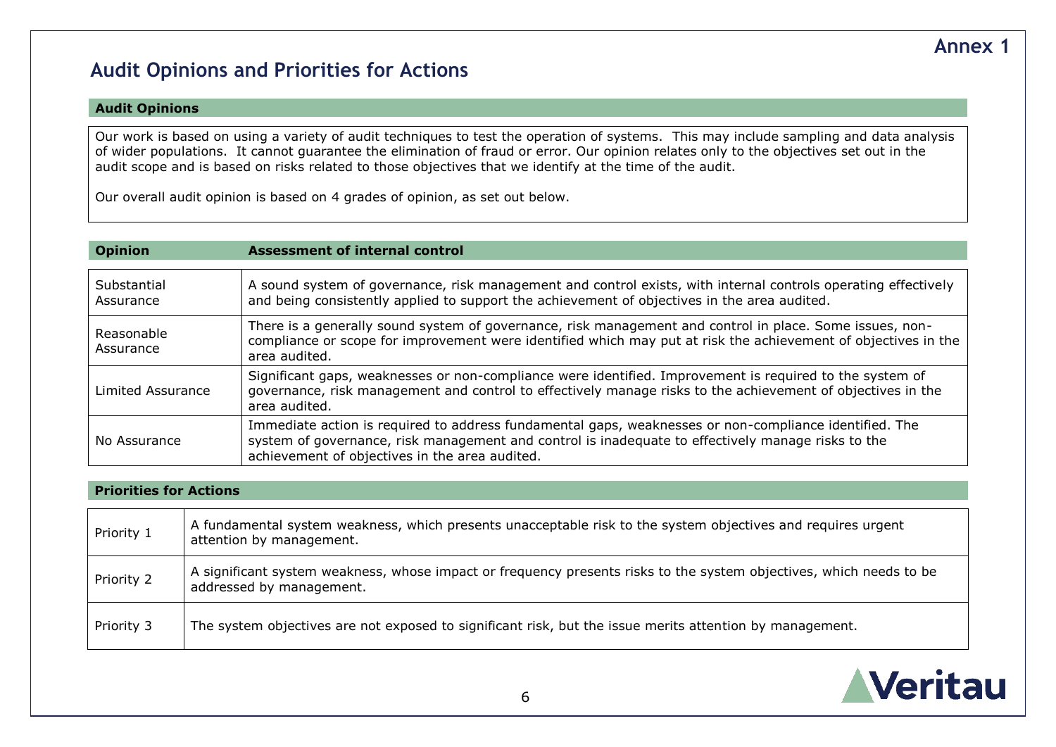**Annex 1**

# Audit Opinions and Priorities for Actions

## Audit Opinions

Our work is based on using a variety of audit techniques to test the operation of systems. This may include sampling and data analysis of wider populations. It cannot guarantee the elimination of fraud or error. Our opinion relates only to the objectives set out in the audit scope and is based on risks related to those objectives that we identify at the time of the audit.

Our overall audit opinion is based on 4 grades of opinion, as set out below.

| Opinion | Assessment of internal control |
|---|---|
| Substantial Assurance | A sound system of governance, risk management and control exists, with internal controls operating effectively and being consistently applied to support the achievement of objectives in the area audited. |
| Reasonable Assurance | There is a generally sound system of governance, risk management and control in place. Some issues, non-compliance or scope for improvement were identified which may put at risk the achievement of objectives in the area audited. |
| Limited Assurance | Significant gaps, weaknesses or non-compliance were identified. Improvement is required to the system of governance, risk management and control to effectively manage risks to the achievement of objectives in the area audited. |
| No Assurance | Immediate action is required to address fundamental gaps, weaknesses or non-compliance identified. The system of governance, risk management and control is inadequate to effectively manage risks to the achievement of objectives in the area audited. |

## Priorities for Actions

| | |
|---|---|
| Priority 1 | A fundamental system weakness, which presents unacceptable risk to the system objectives and requires urgent attention by management. |
| Priority 2 | A significant system weakness, whose impact or frequency presents risks to the system objectives, which needs to be addressed by management. |
| Priority 3 | The system objectives are not exposed to significant risk, but the issue merits attention by management. |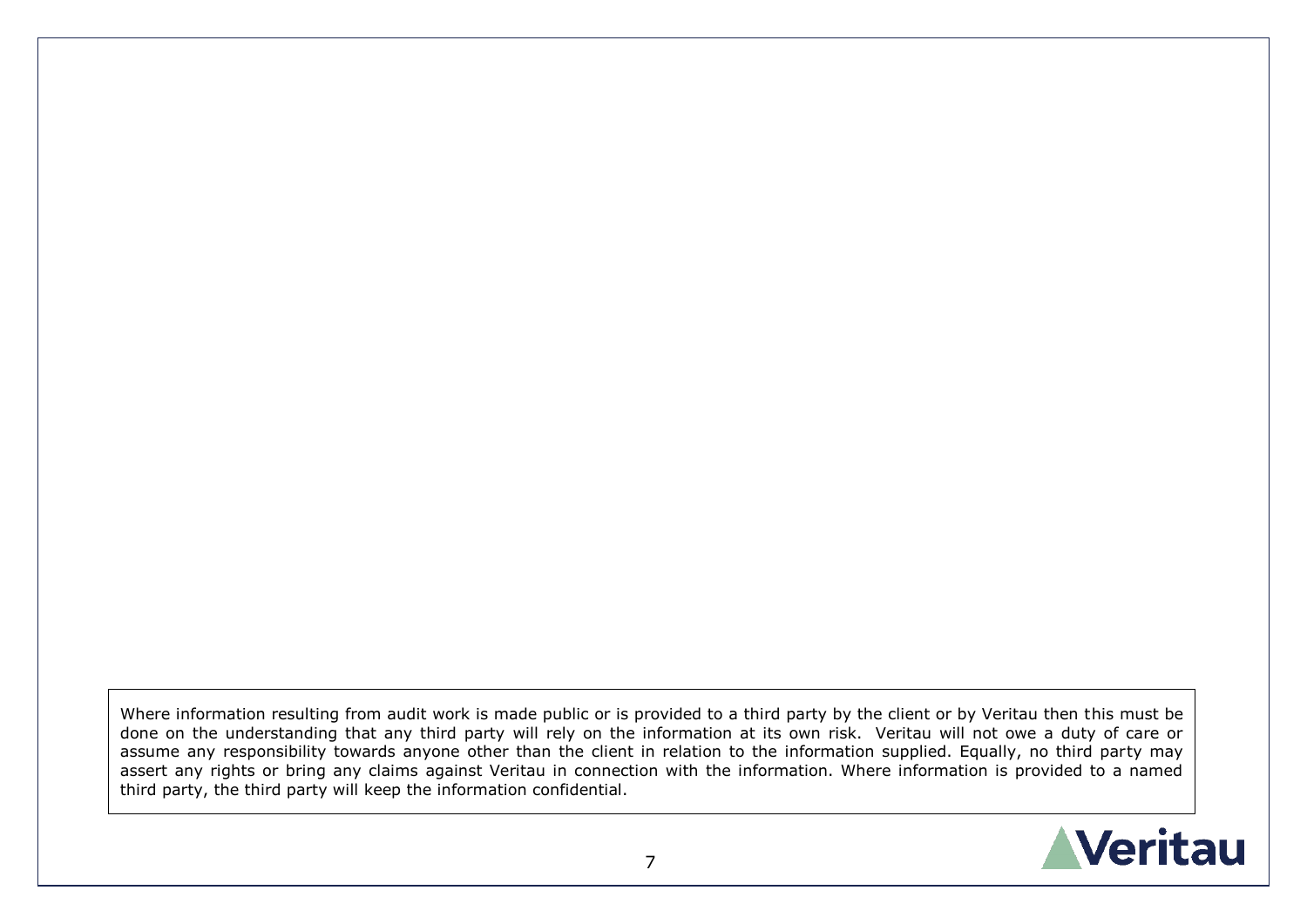Where information resulting from audit work is made public or is provided to a third party by the client or by Veritau then this must be done on the understanding that any third party will rely on the information at its own risk. Veritau will not owe a duty of care or assume any responsibility towards anyone other than the client in relation to the information supplied. Equally, no third party may assert any rights or bring any claims against Veritau in connection with the information. Where information is provided to a named third party, the third party will keep the information confidential.